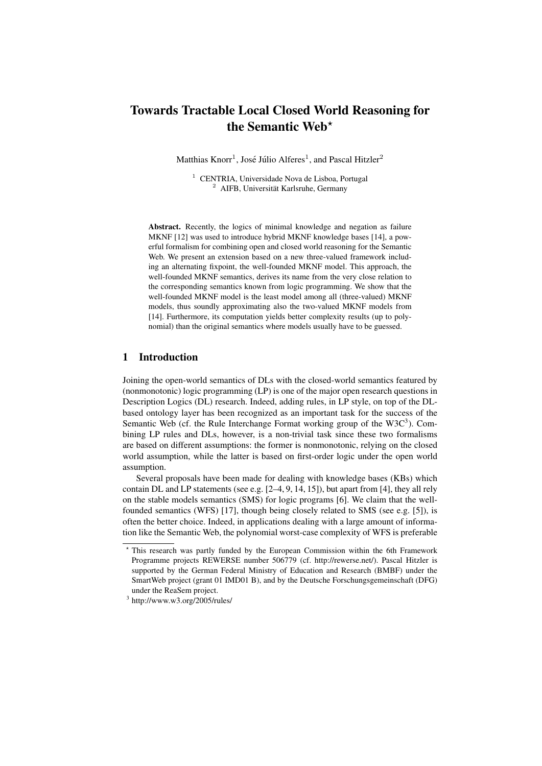# Towards Tractable Local Closed World Reasoning for the Semantic Web*

Matthias Knorr[1], José Júlio Alferes[1], and Pascal Hitzler[2]

[1] CENTRIA, Universidade Nova de Lisboa, Portugal
[2] AIFB, Universität Karlsruhe, Germany

**Abstract.** Recently, the logics of minimal knowledge and negation as failure MKNF [12] was used to introduce hybrid MKNF knowledge bases [14], a powerful formalism for combining open and closed world reasoning for the Semantic Web. We present an extension based on a new three-valued framework including an alternating fixpoint, the well-founded MKNF model. This approach, the well-founded MKNF semantics, derives its name from the very close relation to the corresponding semantics known from logic programming. We show that the well-founded MKNF model is the least model among all (three-valued) MKNF models, thus soundly approximating also the two-valued MKNF models from [14]. Furthermore, its computation yields better complexity results (up to polynomial) than the original semantics where models usually have to be guessed.

## 1 Introduction

Joining the open-world semantics of DLs with the closed-world semantics featured by (nonmonotonic) logic programming (LP) is one of the major open research questions in Description Logics (DL) research. Indeed, adding rules, in LP style, on top of the DL-based ontology layer has been recognized as an important task for the success of the Semantic Web (cf. the Rule Interchange Format working group of the W3C[3]). Combining LP rules and DLs, however, is a non-trivial task since these two formalisms are based on different assumptions: the former is nonmonotonic, relying on the closed world assumption, while the latter is based on first-order logic under the open world assumption.

Several proposals have been made for dealing with knowledge bases (KBs) which contain DL and LP statements (see e.g. [2–4, 9, 14, 15]), but apart from [4], they all rely on the stable models semantics (SMS) for logic programs [6]. We claim that the well-founded semantics (WFS) [17], though being closely related to SMS (see e.g. [5]), is often the better choice. Indeed, in applications dealing with a large amount of information like the Semantic Web, the polynomial worst-case complexity of WFS is preferable

* This research was partly funded by the European Commission within the 6th Framework Programme projects REWERSE number 506779 (cf. http://rewerse.net/). Pascal Hitzler is supported by the German Federal Ministry of Education and Research (BMBF) under the SmartWeb project (grant 01 IMD01 B), and by the Deutsche Forschungsgemeinschaft (DFG) under the ReaSem project.

[3] http://www.w3.org/2005/rules/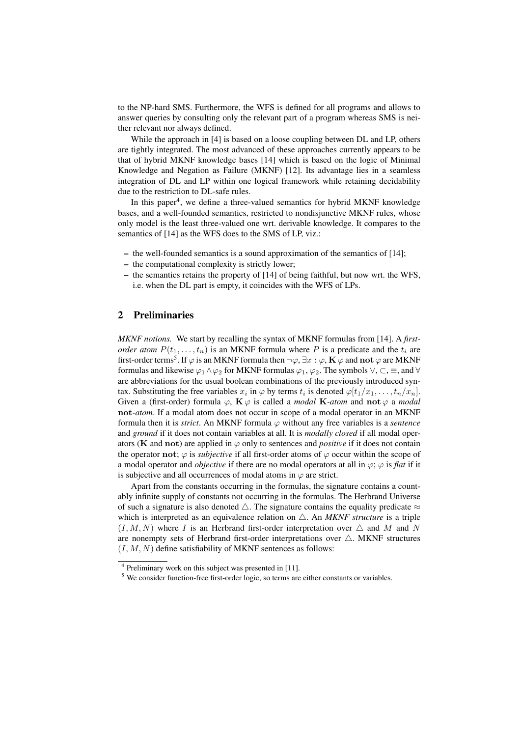to the NP-hard SMS. Furthermore, the WFS is defined for all programs and allows to answer queries by consulting only the relevant part of a program whereas SMS is neither relevant nor always defined.

While the approach in [4] is based on a loose coupling between DL and LP, others are tightly integrated. The most advanced of these approaches currently appears to be that of hybrid MKNF knowledge bases [14] which is based on the logic of Minimal Knowledge and Negation as Failure (MKNF) [12]. Its advantage lies in a seamless integration of DL and LP within one logical framework while retaining decidability due to the restriction to DL-safe rules.

In this paper[4], we define a three-valued semantics for hybrid MKNF knowledge bases, and a well-founded semantics, restricted to nondisjunctive MKNF rules, whose only model is the least three-valued one wrt. derivable knowledge. It compares to the semantics of [14] as the WFS does to the SMS of LP, viz.:

- the well-founded semantics is a sound approximation of the semantics of [14];
- the computational complexity is strictly lower;
- the semantics retains the property of [14] of being faithful, but now wrt. the WFS, i.e. when the DL part is empty, it coincides with the WFS of LPs.

## 2 Preliminaries

*MKNF notions.* We start by recalling the syntax of MKNF formulas from [14]. A *first-order atom* $P(t_1, \ldots, t_n)$ is an MKNF formula where $P$ is a predicate and the $t_i$ are first-order terms[5]. If $\varphi$ is an MKNF formula then $\neg\varphi$, $\exists x : \varphi$, $\mathbf{K}\,\varphi$ and $\mathbf{not}\,\varphi$ are MKNF formulas and likewise $\varphi_1 \wedge \varphi_2$ for MKNF formulas $\varphi_1, \varphi_2$. The symbols $\vee, \subset, \equiv$, and $\forall$ are abbreviations for the usual boolean combinations of the previously introduced syntax. Substituting the free variables $x_i$ in $\varphi$ by terms $t_i$ is denoted $\varphi[t_1/x_1, \ldots, t_n/x_n]$. Given a (first-order) formula $\varphi$, $\mathbf{K}\,\varphi$ is called a *modal* $\mathbf{K}$*-atom* and $\mathbf{not}\,\varphi$ a *modal* $\mathbf{not}$*-atom*. If a modal atom does not occur in scope of a modal operator in an MKNF formula then it is *strict*. An MKNF formula $\varphi$ without any free variables is a *sentence* and *ground* if it does not contain variables at all. It is *modally closed* if all modal operators ($\mathbf{K}$ and $\mathbf{not}$) are applied in $\varphi$ only to sentences and *positive* if it does not contain the operator $\mathbf{not}$; $\varphi$ is *subjective* if all first-order atoms of $\varphi$ occur within the scope of a modal operator and *objective* if there are no modal operators at all in $\varphi$; $\varphi$ is *flat* if it is subjective and all occurrences of modal atoms in $\varphi$ are strict.

Apart from the constants occurring in the formulas, the signature contains a countably infinite supply of constants not occurring in the formulas. The Herbrand Universe of such a signature is also denoted $\triangle$. The signature contains the equality predicate $\approx$ which is interpreted as an equivalence relation on $\triangle$. An *MKNF structure* is a triple $(I, M, N)$ where $I$ is an Herbrand first-order interpretation over $\triangle$ and $M$ and $N$ are nonempty sets of Herbrand first-order interpretations over $\triangle$. MKNF structures $(I, M, N)$ define satisfiability of MKNF sentences as follows:

---

[4] Preliminary work on this subject was presented in [11].

[5] We consider function-free first-order logic, so terms are either constants or variables.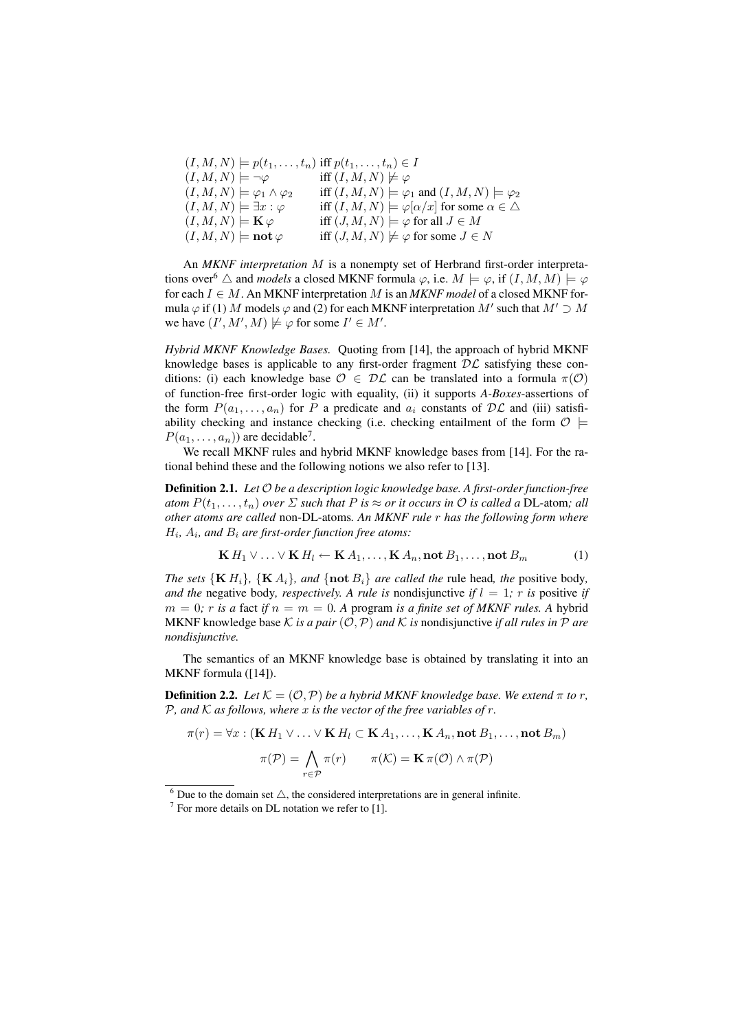$$
\begin{array}{ll}
(I,M,N) \models p(t_1,\ldots,t_n) & \text{iff } p(t_1,\ldots,t_n) \in I \\
(I,M,N) \models \neg\varphi & \text{iff } (I,M,N) \not\models \varphi \\
(I,M,N) \models \varphi_1 \wedge \varphi_2 & \text{iff } (I,M,N) \models \varphi_1 \text{ and } (I,M,N) \models \varphi_2 \\
(I,M,N) \models \exists x : \varphi & \text{iff } (I,M,N) \models \varphi[\alpha/x] \text{ for some } \alpha \in \triangle \\
(I,M,N) \models \mathbf{K}\,\varphi & \text{iff } (J,M,N) \models \varphi \text{ for all } J \in M \\
(I,M,N) \models \mathbf{not}\,\varphi & \text{iff } (J,M,N) \not\models \varphi \text{ for some } J \in N
\end{array}
$$

An *MKNF interpretation* $M$ is a nonempty set of Herbrand first-order interpretations over[6] $\triangle$ and *models* a closed MKNF formula $\varphi$, i.e. $M \models \varphi$, if $(I,M,M) \models \varphi$ for each $I \in M$. An MKNF interpretation $M$ is an *MKNF model* of a closed MKNF formula $\varphi$ if (1) $M$ models $\varphi$ and (2) for each MKNF interpretation $M'$ such that $M' \supset M$ we have $(I',M',M) \not\models \varphi$ for some $I' \in M'$.

*Hybrid MKNF Knowledge Bases.* Quoting from [14], the approach of hybrid MKNF knowledge bases is applicable to any first-order fragment $\mathcal{DL}$ satisfying these conditions: (i) each knowledge base $\mathcal{O} \in \mathcal{DL}$ can be translated into a formula $\pi(\mathcal{O})$ of function-free first-order logic with equality, (ii) it supports *A-Boxes*-assertions of the form $P(a_1,\ldots,a_n)$ for $P$ a predicate and $a_i$ constants of $\mathcal{DL}$ and (iii) satisfiability checking and instance checking (i.e. checking entailment of the form $\mathcal{O} \models P(a_1,\ldots,a_n)$) are decidable[7].

We recall MKNF rules and hybrid MKNF knowledge bases from [14]. For the rational behind these and the following notions we also refer to [13].

**Definition 2.1.** *Let $\mathcal{O}$ be a description logic knowledge base. A first-order function-free atom $P(t_1,\ldots,t_n)$ over $\Sigma$ such that $P$ is $\approx$ or it occurs in $\mathcal{O}$ is called a* DL-atom*; all other atoms are called* non-DL-atoms*. An MKNF rule $r$ has the following form where $H_i$, $A_i$, and $B_i$ are first-order function free atoms:*

$$
\mathbf{K}\,H_1 \vee \ldots \vee \mathbf{K}\,H_l \leftarrow \mathbf{K}\,A_1,\ldots,\mathbf{K}\,A_n,\mathbf{not}\,B_1,\ldots,\mathbf{not}\,B_m \qquad (1)
$$

*The sets $\{\mathbf{K}\,H_i\}$, $\{\mathbf{K}\,A_i\}$, and $\{\mathbf{not}\,B_i\}$ are called the* rule head*, the* positive body*, and the* negative body*, respectively. A rule is* nondisjunctive *if $l = 1$; $r$ is* positive *if $m = 0$; $r$ is a* fact *if $n = m = 0$. A* program *is a finite set of MKNF rules. A* hybrid MKNF knowledge base *$\mathcal{K}$ is a pair $(\mathcal{O},\mathcal{P})$ and $\mathcal{K}$ is* nondisjunctive *if all rules in $\mathcal{P}$ are nondisjunctive.*

The semantics of an MKNF knowledge base is obtained by translating it into an MKNF formula ([14]).

**Definition 2.2.** *Let $\mathcal{K} = (\mathcal{O},\mathcal{P})$ be a hybrid MKNF knowledge base. We extend $\pi$ to $r$, $\mathcal{P}$, and $\mathcal{K}$ as follows, where $x$ is the vector of the free variables of $r$.*

$$
\pi(r) = \forall x : (\mathbf{K}\,H_1 \vee \ldots \vee \mathbf{K}\,H_l \subset \mathbf{K}\,A_1,\ldots,\mathbf{K}\,A_n,\mathbf{not}\,B_1,\ldots,\mathbf{not}\,B_m)
$$

$$
\pi(\mathcal{P}) = \bigwedge_{r \in \mathcal{P}} \pi(r) \qquad \pi(\mathcal{K}) = \mathbf{K}\,\pi(\mathcal{O}) \wedge \pi(\mathcal{P})
$$

[6] Due to the domain set $\triangle$, the considered interpretations are in general infinite.

[7] For more details on DL notation we refer to [1].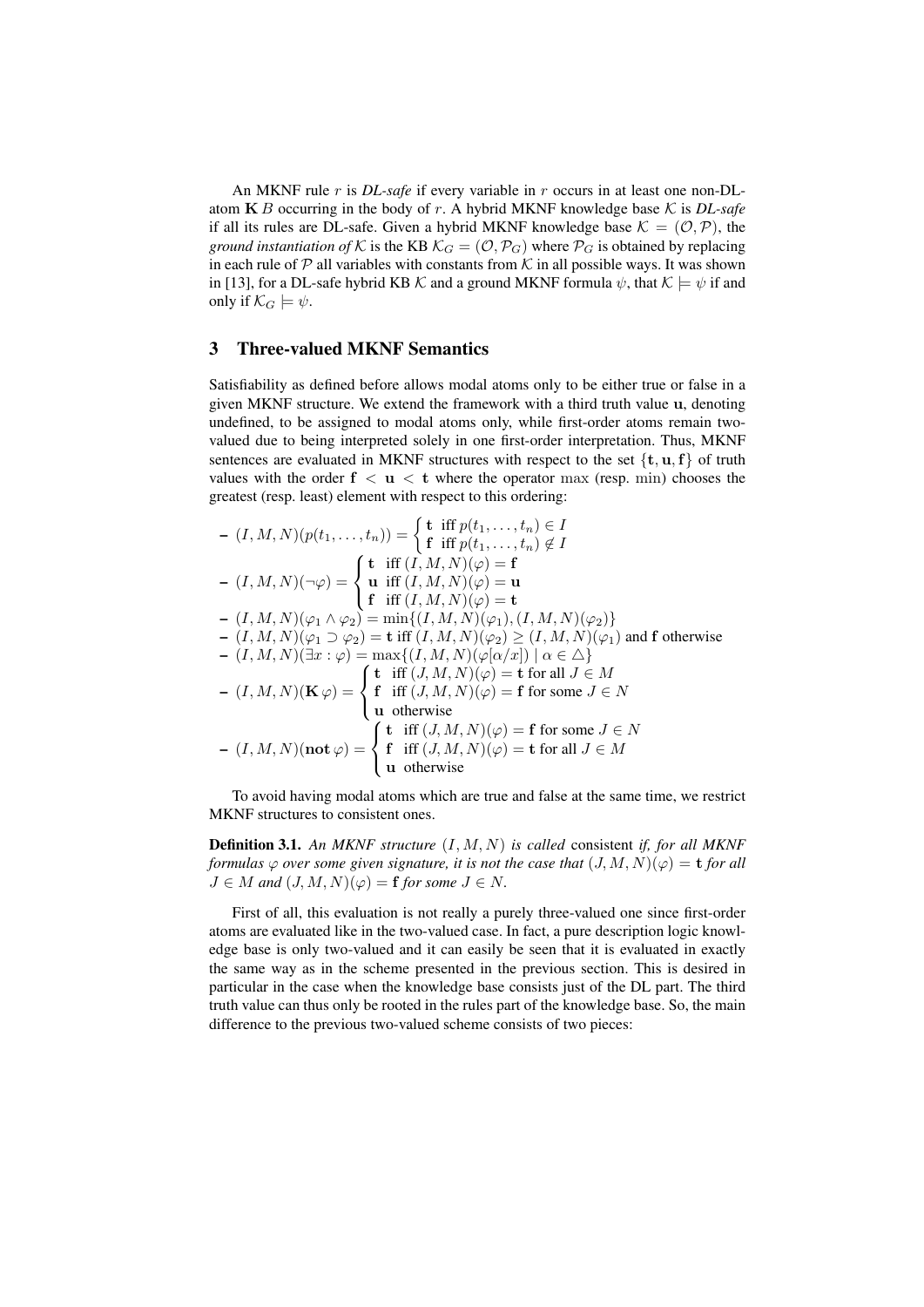An MKNF rule $r$ is *DL-safe* if every variable in $r$ occurs in at least one non-DL-atom $\mathbf{K}\, B$ occurring in the body of $r$. A hybrid MKNF knowledge base $\mathcal{K}$ is *DL-safe* if all its rules are DL-safe. Given a hybrid MKNF knowledge base $\mathcal{K} = (\mathcal{O}, \mathcal{P})$, the *ground instantiation of* $\mathcal{K}$ is the KB $\mathcal{K}_G = (\mathcal{O}, \mathcal{P}_G)$ where $\mathcal{P}_G$ is obtained by replacing in each rule of $\mathcal{P}$ all variables with constants from $\mathcal{K}$ in all possible ways. It was shown in [13], for a DL-safe hybrid KB $\mathcal{K}$ and a ground MKNF formula $\psi$, that $\mathcal{K} \models \psi$ if and only if $\mathcal{K}_G \models \psi$.

## 3 Three-valued MKNF Semantics

Satisfiability as defined before allows modal atoms only to be either true or false in a given MKNF structure. We extend the framework with a third truth value $\mathbf{u}$, denoting undefined, to be assigned to modal atoms only, while first-order atoms remain two-valued due to being interpreted solely in one first-order interpretation. Thus, MKNF sentences are evaluated in MKNF structures with respect to the set $\{\mathbf{t}, \mathbf{u}, \mathbf{f}\}$ of truth values with the order $\mathbf{f} < \mathbf{u} < \mathbf{t}$ where the operator $\max$ (resp. $\min$) chooses the greatest (resp. least) element with respect to this ordering:

- $(I, M, N)(p(t_1, \ldots, t_n)) = \begin{cases} \mathbf{t} & \text{iff } p(t_1, \ldots, t_n) \in I \\ \mathbf{f} & \text{iff } p(t_1, \ldots, t_n) \notin I \end{cases}$
- $(I, M, N)(\neg\varphi) = \begin{cases} \mathbf{t} & \text{iff } (I, M, N)(\varphi) = \mathbf{f} \\ \mathbf{u} & \text{iff } (I, M, N)(\varphi) = \mathbf{u} \\ \mathbf{f} & \text{iff } (I, M, N)(\varphi) = \mathbf{t} \end{cases}$
- $(I, M, N)(\varphi_1 \wedge \varphi_2) = \min\{(I, M, N)(\varphi_1), (I, M, N)(\varphi_2)\}$
- $(I, M, N)(\varphi_1 \supset \varphi_2) = \mathbf{t}$ iff $(I, M, N)(\varphi_2) \geq (I, M, N)(\varphi_1)$ and $\mathbf{f}$ otherwise
- $(I, M, N)(\exists x : \varphi) = \max\{(I, M, N)(\varphi[\alpha/x]) \mid \alpha \in \triangle\}$
- $(I, M, N)(\mathbf{K}\,\varphi) = \begin{cases} \mathbf{t} & \text{iff } (J, M, N)(\varphi) = \mathbf{t} \text{ for all } J \in M \\ \mathbf{f} & \text{iff } (J, M, N)(\varphi) = \mathbf{f} \text{ for some } J \in N \\ \mathbf{u} & \text{otherwise} \end{cases}$
- $(I, M, N)(\mathbf{not}\,\varphi) = \begin{cases} \mathbf{t} & \text{iff } (J, M, N)(\varphi) = \mathbf{f} \text{ for some } J \in N \\ \mathbf{f} & \text{iff } (J, M, N)(\varphi) = \mathbf{t} \text{ for all } J \in M \\ \mathbf{u} & \text{otherwise} \end{cases}$

To avoid having modal atoms which are true and false at the same time, we restrict MKNF structures to consistent ones.

**Definition 3.1.** *An MKNF structure $(I, M, N)$ is called* consistent *if, for all MKNF formulas $\varphi$ over some given signature, it is not the case that $(J, M, N)(\varphi) = \mathbf{t}$ for all $J \in M$ and $(J, M, N)(\varphi) = \mathbf{f}$ for some $J \in N$.*

First of all, this evaluation is not really a purely three-valued one since first-order atoms are evaluated like in the two-valued case. In fact, a pure description logic knowledge base is only two-valued and it can easily be seen that it is evaluated in exactly the same way as in the scheme presented in the previous section. This is desired in particular in the case when the knowledge base consists just of the DL part. The third truth value can thus only be rooted in the rules part of the knowledge base. So, the main difference to the previous two-valued scheme consists of two pieces: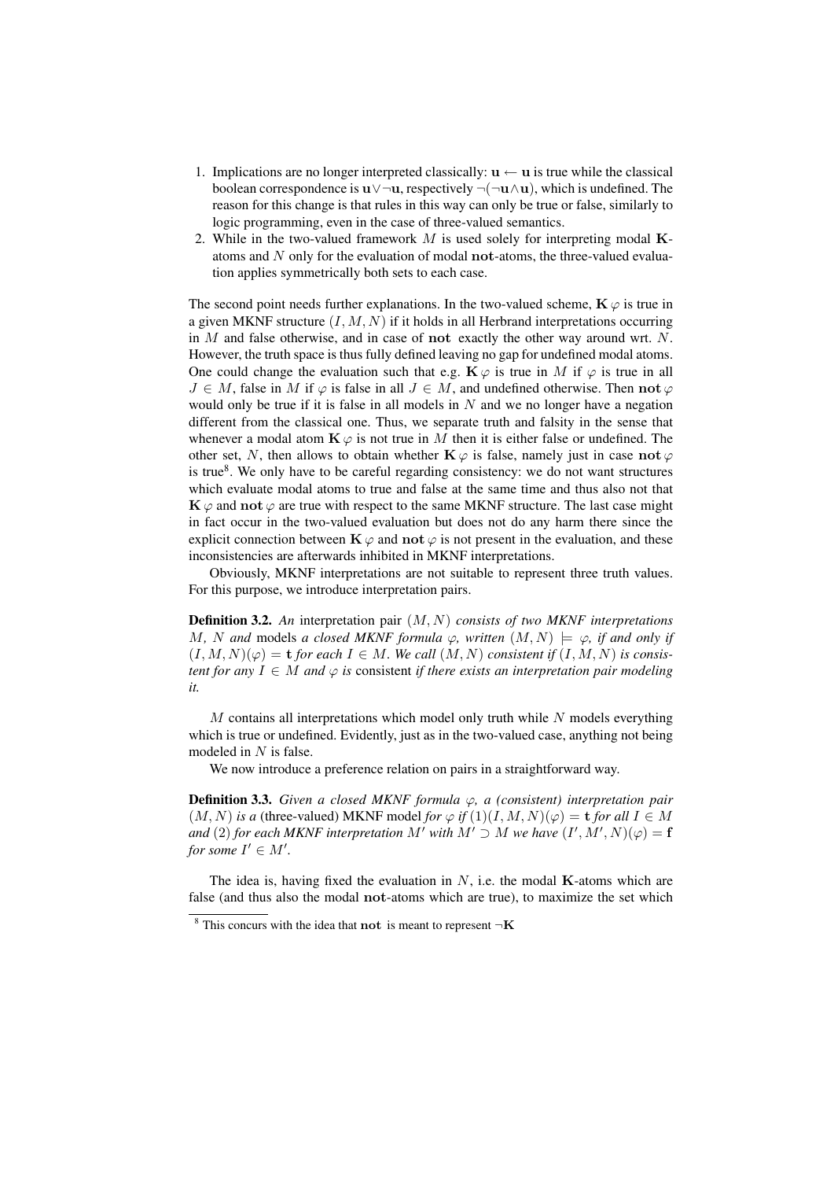1. Implications are no longer interpreted classically: $\mathbf{u} \leftarrow \mathbf{u}$ is true while the classical boolean correspondence is $\mathbf{u} \vee \neg\mathbf{u}$, respectively $\neg(\neg\mathbf{u} \wedge \mathbf{u})$, which is undefined. The reason for this change is that rules in this way can only be true or false, similarly to logic programming, even in the case of three-valued semantics.
2. While in the two-valued framework $M$ is used solely for interpreting modal $\mathbf{K}$-atoms and $N$ only for the evaluation of modal $\mathbf{not}$-atoms, the three-valued evaluation applies symmetrically both sets to each case.

The second point needs further explanations. In the two-valued scheme, $\mathbf{K}\,\varphi$ is true in a given MKNF structure $(I, M, N)$ if it holds in all Herbrand interpretations occurring in $M$ and false otherwise, and in case of $\mathbf{not}$ exactly the other way around wrt. $N$. However, the truth space is thus fully defined leaving no gap for undefined modal atoms. One could change the evaluation such that e.g. $\mathbf{K}\,\varphi$ is true in $M$ if $\varphi$ is true in all $J \in M$, false in $M$ if $\varphi$ is false in all $J \in M$, and undefined otherwise. Then $\mathbf{not}\,\varphi$ would only be true if it is false in all models in $N$ and we no longer have a negation different from the classical one. Thus, we separate truth and falsity in the sense that whenever a modal atom $\mathbf{K}\,\varphi$ is not true in $M$ then it is either false or undefined. The other set, $N$, then allows to obtain whether $\mathbf{K}\,\varphi$ is false, namely just in case $\mathbf{not}\,\varphi$ is true[8]. We only have to be careful regarding consistency: we do not want structures which evaluate modal atoms to true and false at the same time and thus also not that $\mathbf{K}\,\varphi$ and $\mathbf{not}\,\varphi$ are true with respect to the same MKNF structure. The last case might in fact occur in the two-valued evaluation but does not do any harm there since the explicit connection between $\mathbf{K}\,\varphi$ and $\mathbf{not}\,\varphi$ is not present in the evaluation, and these inconsistencies are afterwards inhibited in MKNF interpretations.

Obviously, MKNF interpretations are not suitable to represent three truth values. For this purpose, we introduce interpretation pairs.

**Definition 3.2.** *An* interpretation pair $(M, N)$ *consists of two MKNF interpretations $M$, $N$ and* models *a closed MKNF formula $\varphi$, written $(M, N) \models \varphi$, if and only if $(I, M, N)(\varphi) = \mathbf{t}$ for each $I \in M$. We call $(M, N)$ consistent if $(I, M, N)$ is consistent for any $I \in M$ and $\varphi$ is* consistent *if there exists an interpretation pair modeling it.*

$M$ contains all interpretations which model only truth while $N$ models everything which is true or undefined. Evidently, just as in the two-valued case, anything not being modeled in $N$ is false.

We now introduce a preference relation on pairs in a straightforward way.

**Definition 3.3.** *Given a closed MKNF formula $\varphi$, a (consistent) interpretation pair $(M, N)$ is a* (three-valued) MKNF model *for $\varphi$ if (1) $(I, M, N)(\varphi) = \mathbf{t}$ for all $I \in M$ and (2) for each MKNF interpretation $M'$ with $M' \supset M$ we have $(I', M', N)(\varphi) = \mathbf{f}$ for some $I' \in M'$.*

The idea is, having fixed the evaluation in $N$, i.e. the modal $\mathbf{K}$-atoms which are false (and thus also the modal $\mathbf{not}$-atoms which are true), to maximize the set which

[8] This concurs with the idea that $\mathbf{not}$ is meant to represent $\neg\mathbf{K}$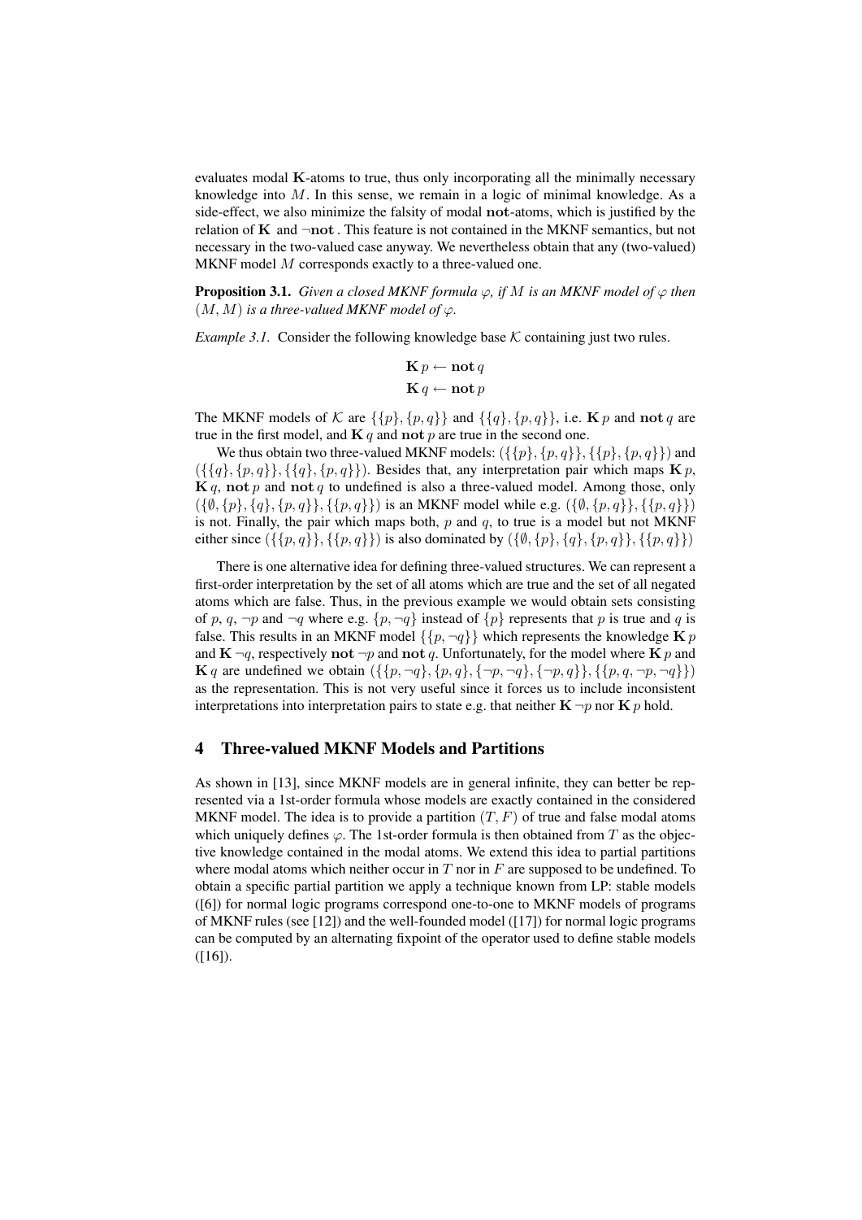evaluates modal $\mathbf{K}$-atoms to true, thus only incorporating all the minimally necessary knowledge into $M$. In this sense, we remain in a logic of minimal knowledge. As a side-effect, we also minimize the falsity of modal $\mathbf{not}$-atoms, which is justified by the relation of $\mathbf{K}$ and $\neg\mathbf{not}$ . This feature is not contained in the MKNF semantics, but not necessary in the two-valued case anyway. We nevertheless obtain that any (two-valued) MKNF model $M$ corresponds exactly to a three-valued one.

**Proposition 3.1.** *Given a closed MKNF formula $\varphi$, if $M$ is an MKNF model of $\varphi$ then $(M, M)$ is a three-valued MKNF model of $\varphi$.*

*Example 3.1.* Consider the following knowledge base $\mathcal{K}$ containing just two rules.

$$\mathbf{K}\, p \leftarrow \mathbf{not}\, q$$
$$\mathbf{K}\, q \leftarrow \mathbf{not}\, p$$

The MKNF models of $\mathcal{K}$ are $\{\{p\}, \{p, q\}\}$ and $\{\{q\}, \{p, q\}\}$, i.e. $\mathbf{K}\, p$ and $\mathbf{not}\, q$ are true in the first model, and $\mathbf{K}\, q$ and $\mathbf{not}\, p$ are true in the second one.

We thus obtain two three-valued MKNF models: $(\{\{p\}, \{p, q\}\}, \{\{p\}, \{p, q\}\})$ and $(\{\{q\}, \{p, q\}\}, \{\{q\}, \{p, q\}\})$. Besides that, any interpretation pair which maps $\mathbf{K}\, p$, $\mathbf{K}\, q$, $\mathbf{not}\, p$ and $\mathbf{not}\, q$ to undefined is also a three-valued model. Among those, only $(\{\emptyset, \{p\}, \{q\}, \{p, q\}\}, \{\{p, q\}\})$ is an MKNF model while e.g. $(\{\emptyset, \{p, q\}\}, \{\{p, q\}\})$ is not. Finally, the pair which maps both, $p$ and $q$, to true is a model but not MKNF either since $(\{\{p, q\}\}, \{\{p, q\}\})$ is also dominated by $(\{\emptyset, \{p\}, \{q\}, \{p, q\}\}, \{\{p, q\}\})$

There is one alternative idea for defining three-valued structures. We can represent a first-order interpretation by the set of all atoms which are true and the set of all negated atoms which are false. Thus, in the previous example we would obtain sets consisting of $p$, $q$, $\neg p$ and $\neg q$ where e.g. $\{p, \neg q\}$ instead of $\{p\}$ represents that $p$ is true and $q$ is false. This results in an MKNF model $\{\{p, \neg q\}\}$ which represents the knowledge $\mathbf{K}\, p$ and $\mathbf{K}\, \neg q$, respectively $\mathbf{not}\, \neg p$ and $\mathbf{not}\, q$. Unfortunately, for the model where $\mathbf{K}\, p$ and $\mathbf{K}\, q$ are undefined we obtain $(\{\{p, \neg q\}, \{p, q\}, \{\neg p, \neg q\}, \{\neg p, q\}\}, \{\{p, q, \neg p, \neg q\}\})$ as the representation. This is not very useful since it forces us to include inconsistent interpretations into interpretation pairs to state e.g. that neither $\mathbf{K}\, \neg p$ nor $\mathbf{K}\, p$ hold.

## 4 Three-valued MKNF Models and Partitions

As shown in [13], since MKNF models are in general infinite, they can better be represented via a 1st-order formula whose models are exactly contained in the considered MKNF model. The idea is to provide a partition $(T, F)$ of true and false modal atoms which uniquely defines $\varphi$. The 1st-order formula is then obtained from $T$ as the objective knowledge contained in the modal atoms. We extend this idea to partial partitions where modal atoms which neither occur in $T$ nor in $F$ are supposed to be undefined. To obtain a specific partial partition we apply a technique known from LP: stable models ([6]) for normal logic programs correspond one-to-one to MKNF models of programs of MKNF rules (see [12]) and the well-founded model ([17]) for normal logic programs can be computed by an alternating fixpoint of the operator used to define stable models ([16]).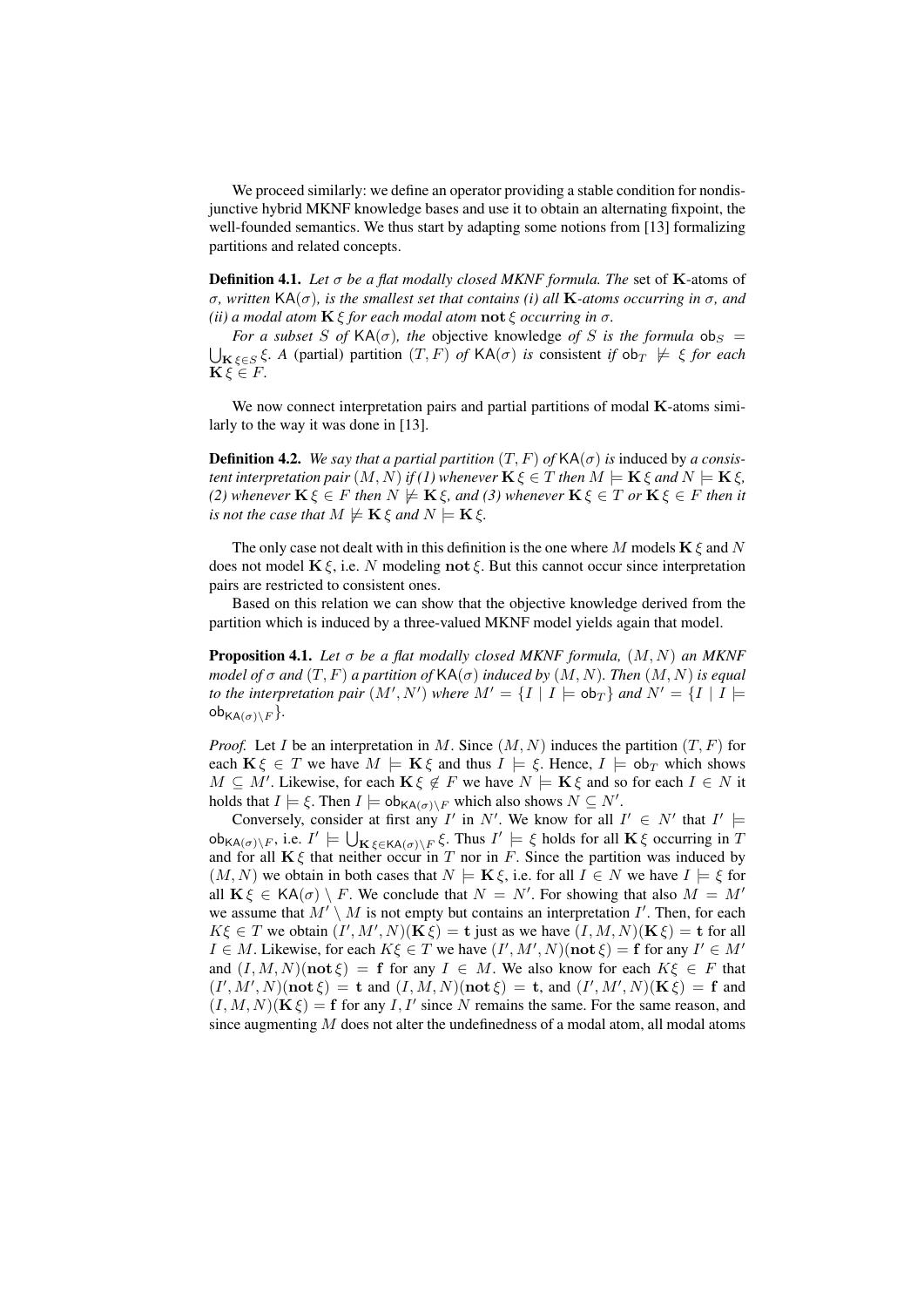We proceed similarly: we define an operator providing a stable condition for nondisjunctive hybrid MKNF knowledge bases and use it to obtain an alternating fixpoint, the well-founded semantics. We thus start by adapting some notions from [13] formalizing partitions and related concepts.

**Definition 4.1.** *Let $\sigma$ be a flat modally closed MKNF formula. The* set of $\mathbf{K}$-atoms of *$\sigma$, written $\mathsf{KA}(\sigma)$, is the smallest set that contains (i) all $\mathbf{K}$-atoms occurring in $\sigma$, and (ii) a modal atom $\mathbf{K}\,\xi$ for each modal atom $\mathbf{not}\,\xi$ occurring in $\sigma$.*

*For a subset $S$ of $\mathsf{KA}(\sigma)$, the* objective knowledge *of $S$ is the formula $\mathsf{ob}_S = \bigcup_{\mathbf{K}\,\xi \in S} \xi$. A* (partial) partition *$(T, F)$ of $\mathsf{KA}(\sigma)$ is* consistent *if $\mathsf{ob}_T \not\models \xi$ for each $\mathbf{K}\,\xi \in F$.*

We now connect interpretation pairs and partial partitions of modal $\mathbf{K}$-atoms similarly to the way it was done in [13].

**Definition 4.2.** *We say that a partial partition $(T, F)$ of $\mathsf{KA}(\sigma)$ is* induced by *a consistent interpretation pair $(M, N)$ if (1) whenever $\mathbf{K}\,\xi \in T$ then $M \models \mathbf{K}\,\xi$ and $N \models \mathbf{K}\,\xi$, (2) whenever $\mathbf{K}\,\xi \in F$ then $N \not\models \mathbf{K}\,\xi$, and (3) whenever $\mathbf{K}\,\xi \in T$ or $\mathbf{K}\,\xi \in F$ then it is not the case that $M \not\models \mathbf{K}\,\xi$ and $N \models \mathbf{K}\,\xi$.*

The only case not dealt with in this definition is the one where $M$ models $\mathbf{K}\,\xi$ and $N$ does not model $\mathbf{K}\,\xi$, i.e. $N$ modeling $\mathbf{not}\,\xi$. But this cannot occur since interpretation pairs are restricted to consistent ones.

Based on this relation we can show that the objective knowledge derived from the partition which is induced by a three-valued MKNF model yields again that model.

**Proposition 4.1.** *Let $\sigma$ be a flat modally closed MKNF formula, $(M, N)$ an MKNF model of $\sigma$ and $(T, F)$ a partition of $\mathsf{KA}(\sigma)$ induced by $(M, N)$. Then $(M, N)$ is equal to the interpretation pair $(M', N')$ where $M' = \{I \mid I \models \mathsf{ob}_T\}$ and $N' = \{I \mid I \models \mathsf{ob}_{\mathsf{KA}(\sigma)\setminus F}\}$.*

*Proof.* Let $I$ be an interpretation in $M$. Since $(M, N)$ induces the partition $(T, F)$ for each $\mathbf{K}\,\xi \in T$ we have $M \models \mathbf{K}\,\xi$ and thus $I \models \xi$. Hence, $I \models \mathsf{ob}_T$ which shows $M \subseteq M'$. Likewise, for each $\mathbf{K}\,\xi \notin F$ we have $N \models \mathbf{K}\,\xi$ and so for each $I \in N$ it holds that $I \models \xi$. Then $I \models \mathsf{ob}_{\mathsf{KA}(\sigma)\setminus F}$ which also shows $N \subseteq N'$.

Conversely, consider at first any $I'$ in $N'$. We know for all $I' \in N'$ that $I' \models \mathsf{ob}_{\mathsf{KA}(\sigma)\setminus F}$, i.e. $I' \models \bigcup_{\mathbf{K}\,\xi \in \mathsf{KA}(\sigma)\setminus F} \xi$. Thus $I' \models \xi$ holds for all $\mathbf{K}\,\xi$ occurring in $T$ and for all $\mathbf{K}\,\xi$ that neither occur in $T$ nor in $F$. Since the partition was induced by $(M, N)$ we obtain in both cases that $N \models \mathbf{K}\,\xi$, i.e. for all $I \in N$ we have $I \models \xi$ for all $\mathbf{K}\,\xi \in \mathsf{KA}(\sigma) \setminus F$. We conclude that $N = N'$. For showing that also $M = M'$ we assume that $M' \setminus M$ is not empty but contains an interpretation $I'$. Then, for each $K\xi \in T$ we obtain $(I', M', N)(\mathbf{K}\,\xi) = \mathbf{t}$ just as we have $(I, M, N)(\mathbf{K}\,\xi) = \mathbf{t}$ for all $I \in M$. Likewise, for each $K\xi \in T$ we have $(I', M', N)(\mathbf{not}\,\xi) = \mathbf{f}$ for any $I' \in M'$ and $(I, M, N)(\mathbf{not}\,\xi) = \mathbf{f}$ for any $I \in M$. We also know for each $K\xi \in F$ that $(I', M', N)(\mathbf{not}\,\xi) = \mathbf{t}$ and $(I, M, N)(\mathbf{not}\,\xi) = \mathbf{t}$, and $(I', M', N)(\mathbf{K}\,\xi) = \mathbf{f}$ and $(I, M, N)(\mathbf{K}\,\xi) = \mathbf{f}$ for any $I, I'$ since $N$ remains the same. For the same reason, and since augmenting $M$ does not alter the undefinedness of a modal atom, all modal atoms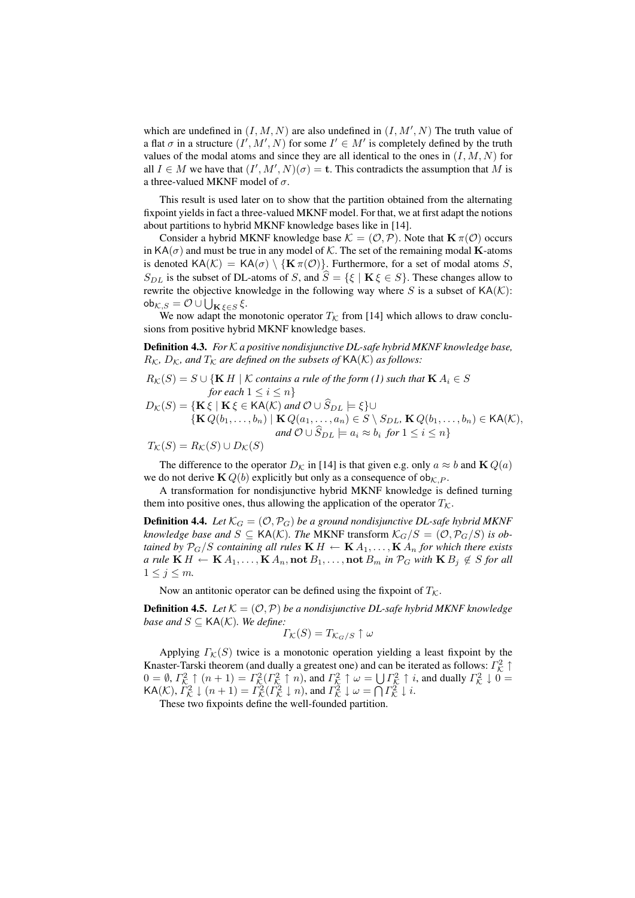which are undefined in $(I, M, N)$ are also undefined in $(I, M', N)$ The truth value of a flat $\sigma$ in a structure $(I', M', N)$ for some $I' \in M'$ is completely defined by the truth values of the modal atoms and since they are all identical to the ones in $(I, M, N)$ for all $I \in M$ we have that $(I', M', N)(\sigma) = \mathbf{t}$. This contradicts the assumption that $M$ is a three-valued MKNF model of $\sigma$.

This result is used later on to show that the partition obtained from the alternating fixpoint yields in fact a three-valued MKNF model. For that, we at first adapt the notions about partitions to hybrid MKNF knowledge bases like in [14].

Consider a hybrid MKNF knowledge base $\mathcal{K} = (\mathcal{O}, \mathcal{P})$. Note that $\mathbf{K}\,\pi(\mathcal{O})$ occurs in $\mathsf{KA}(\sigma)$ and must be true in any model of $\mathcal{K}$. The set of the remaining modal $\mathbf{K}$-atoms is denoted $\mathsf{KA}(\mathcal{K}) = \mathsf{KA}(\sigma) \setminus \{\mathbf{K}\,\pi(\mathcal{O})\}$. Furthermore, for a set of modal atoms $S$, $S_{DL}$ is the subset of DL-atoms of $S$, and $\widehat{S} = \{\xi \mid \mathbf{K}\,\xi \in S\}$. These changes allow to rewrite the objective knowledge in the following way where $S$ is a subset of $\mathsf{KA}(\mathcal{K})$: $\mathsf{ob}_{\mathcal{K},S} = \mathcal{O} \cup \bigcup_{\mathbf{K}\,\xi \in S} \xi$.

We now adapt the monotonic operator $T_{\mathcal{K}}$ from [14] which allows to draw conclusions from positive hybrid MKNF knowledge bases.

**Definition 4.3.** *For $\mathcal{K}$ a positive nondisjunctive DL-safe hybrid MKNF knowledge base, $R_{\mathcal{K}}$, $D_{\mathcal{K}}$, and $T_{\mathcal{K}}$ are defined on the subsets of $\mathsf{KA}(\mathcal{K})$ as follows:*

$$
\begin{aligned}
R_{\mathcal{K}}(S) = S \cup \{&\mathbf{K}\,H \mid \mathcal{K} \text{ contains a rule of the form (1) such that } \mathbf{K}\,A_i \in S \\
&\text{for each } 1 \leq i \leq n\} \\
D_{\mathcal{K}}(S) = \{&\mathbf{K}\,\xi \mid \mathbf{K}\,\xi \in \mathsf{KA}(\mathcal{K}) \text{ and } \mathcal{O} \cup \widehat{S}_{DL} \models \xi\} \cup \\
\{&\mathbf{K}\,Q(b_1, \ldots, b_n) \mid \mathbf{K}\,Q(a_1, \ldots, a_n) \in S \setminus S_{DL},\, \mathbf{K}\,Q(b_1, \ldots, b_n) \in \mathsf{KA}(\mathcal{K}), \\
&\text{and } \mathcal{O} \cup \widehat{S}_{DL} \models a_i \approx b_i \text{ for } 1 \leq i \leq n\} \\
T_{\mathcal{K}}(S) = R&_{\mathcal{K}}(S) \cup D_{\mathcal{K}}(S)
\end{aligned}
$$

The difference to the operator $D_{\mathcal{K}}$ in [14] is that given e.g. only $a \approx b$ and $\mathbf{K}\,Q(a)$ we do not derive $\mathbf{K}\,Q(b)$ explicitly but only as a consequence of $\mathsf{ob}_{\mathcal{K},P}$.

A transformation for nondisjunctive hybrid MKNF knowledge is defined turning them into positive ones, thus allowing the application of the operator $T_{\mathcal{K}}$.

**Definition 4.4.** *Let $\mathcal{K}_G = (\mathcal{O}, \mathcal{P}_G)$ be a ground nondisjunctive DL-safe hybrid MKNF knowledge base and $S \subseteq \mathsf{KA}(\mathcal{K})$. The* MKNF transform *$\mathcal{K}_G/S = (\mathcal{O}, \mathcal{P}_G/S)$ is obtained by $\mathcal{P}_G/S$ containing all rules $\mathbf{K}\,H \leftarrow \mathbf{K}\,A_1, \ldots, \mathbf{K}\,A_n$ for which there exists a rule $\mathbf{K}\,H \leftarrow \mathbf{K}\,A_1, \ldots, \mathbf{K}\,A_n, \mathbf{not}\,B_1, \ldots, \mathbf{not}\,B_m$ in $\mathcal{P}_G$ with $\mathbf{K}\,B_j \notin S$ for all $1 \leq j \leq m$.*

Now an antitonic operator can be defined using the fixpoint of $T_{\mathcal{K}}$.

**Definition 4.5.** *Let $\mathcal{K} = (\mathcal{O}, \mathcal{P})$ be a nondisjunctive DL-safe hybrid MKNF knowledge base and $S \subseteq \mathsf{KA}(\mathcal{K})$. We define:*

$$\Gamma_{\mathcal{K}}(S) = T_{\mathcal{K}_G/S} \uparrow \omega$$

Applying $\Gamma_{\mathcal{K}}(S)$ twice is a monotonic operation yielding a least fixpoint by the Knaster-Tarski theorem (and dually a greatest one) and can be iterated as follows: $\Gamma^2_{\mathcal{K}} \uparrow 0 = \emptyset$, $\Gamma^2_{\mathcal{K}} \uparrow (n+1) = \Gamma^2_{\mathcal{K}}(\Gamma^2_{\mathcal{K}} \uparrow n)$, and $\Gamma^2_{\mathcal{K}} \uparrow \omega = \bigcup \Gamma^2_{\mathcal{K}} \uparrow i$, and dually $\Gamma^2_{\mathcal{K}} \downarrow 0 = \mathsf{KA}(\mathcal{K})$, $\Gamma^2_{\mathcal{K}} \downarrow (n+1) = \Gamma^2_{\mathcal{K}}(\Gamma^2_{\mathcal{K}} \downarrow n)$, and $\Gamma^2_{\mathcal{K}} \downarrow \omega = \bigcap \Gamma^2_{\mathcal{K}} \downarrow i$.

These two fixpoints define the well-founded partition.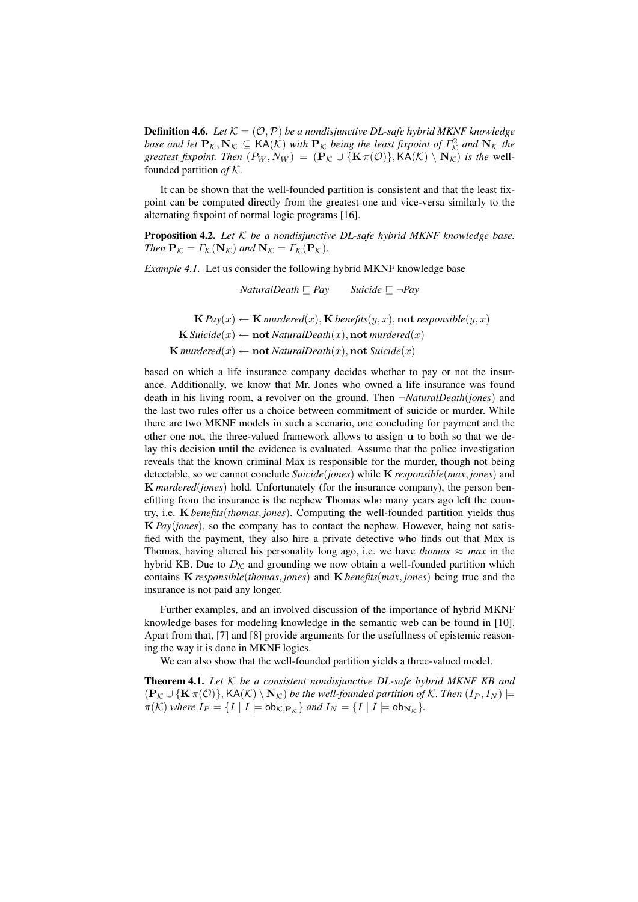**Definition 4.6.** *Let $\mathcal{K} = (\mathcal{O}, \mathcal{P})$ be a nondisjunctive DL-safe hybrid MKNF knowledge base and let $\mathbf{P}_\mathcal{K}, \mathbf{N}_\mathcal{K} \subseteq \mathsf{KA}(\mathcal{K})$ with $\mathbf{P}_\mathcal{K}$ being the least fixpoint of $\Gamma^2_\mathcal{K}$ and $\mathbf{N}_\mathcal{K}$ the greatest fixpoint. Then $(P_W, N_W) = (\mathbf{P}_\mathcal{K} \cup \{\mathbf{K}\,\pi(\mathcal{O})\}, \mathsf{KA}(\mathcal{K}) \setminus \mathbf{N}_\mathcal{K})$ is the* well-founded partition *of $\mathcal{K}$.*

It can be shown that the well-founded partition is consistent and that the least fixpoint can be computed directly from the greatest one and vice-versa similarly to the alternating fixpoint of normal logic programs [16].

**Proposition 4.2.** *Let $\mathcal{K}$ be a nondisjunctive DL-safe hybrid MKNF knowledge base. Then $\mathbf{P}_\mathcal{K} = \Gamma_\mathcal{K}(\mathbf{N}_\mathcal{K})$ and $\mathbf{N}_\mathcal{K} = \Gamma_\mathcal{K}(\mathbf{P}_\mathcal{K})$.*

*Example 4.1.* Let us consider the following hybrid MKNF knowledge base

$$\mathit{NaturalDeath} \sqsubseteq \mathit{Pay} \qquad \mathit{Suicide} \sqsubseteq \neg\mathit{Pay}$$

$$\mathbf{K}\,\mathit{Pay}(x) \leftarrow \mathbf{K}\,\mathit{murdered}(x), \mathbf{K}\,\mathit{benefits}(y,x), \mathbf{not}\,\mathit{responsible}(y,x)$$
$$\mathbf{K}\,\mathit{Suicide}(x) \leftarrow \mathbf{not}\,\mathit{NaturalDeath}(x), \mathbf{not}\,\mathit{murdered}(x)$$
$$\mathbf{K}\,\mathit{murdered}(x) \leftarrow \mathbf{not}\,\mathit{NaturalDeath}(x), \mathbf{not}\,\mathit{Suicide}(x)$$

based on which a life insurance company decides whether to pay or not the insurance. Additionally, we know that Mr. Jones who owned a life insurance was found death in his living room, a revolver on the ground. Then $\neg\mathit{NaturalDeath}(\mathit{jones})$ and the last two rules offer us a choice between commitment of suicide or murder. While there are two MKNF models in such a scenario, one concluding for payment and the other one not, the three-valued framework allows to assign $\mathbf{u}$ to both so that we delay this decision until the evidence is evaluated. Assume that the police investigation reveals that the known criminal Max is responsible for the murder, though not being detectable, so we cannot conclude $\mathit{Suicide}(\mathit{jones})$ while $\mathbf{K}\,\mathit{responsible}(\mathit{max}, \mathit{jones})$ and $\mathbf{K}\,\mathit{murdered}(\mathit{jones})$ hold. Unfortunately (for the insurance company), the person benefitting from the insurance is the nephew Thomas who many years ago left the country, i.e. $\mathbf{K}\,\mathit{benefits}(\mathit{thomas}, \mathit{jones})$. Computing the well-founded partition yields thus $\mathbf{K}\,\mathit{Pay}(\mathit{jones})$, so the company has to contact the nephew. However, being not satisfied with the payment, they also hire a private detective who finds out that Max is Thomas, having altered his personality long ago, i.e. we have $\mathit{thomas} \approx \mathit{max}$ in the hybrid KB. Due to $D_\mathcal{K}$ and grounding we now obtain a well-founded partition which contains $\mathbf{K}\,\mathit{responsible}(\mathit{thomas}, \mathit{jones})$ and $\mathbf{K}\,\mathit{benefits}(\mathit{max}, \mathit{jones})$ being true and the insurance is not paid any longer.

Further examples, and an involved discussion of the importance of hybrid MKNF knowledge bases for modeling knowledge in the semantic web can be found in [10]. Apart from that, [7] and [8] provide arguments for the usefullness of epistemic reasoning the way it is done in MKNF logics.

We can also show that the well-founded partition yields a three-valued model.

**Theorem 4.1.** *Let $\mathcal{K}$ be a consistent nondisjunctive DL-safe hybrid MKNF KB and $(\mathbf{P}_\mathcal{K} \cup \{\mathbf{K}\,\pi(\mathcal{O})\}, \mathsf{KA}(\mathcal{K}) \setminus \mathbf{N}_\mathcal{K})$ be the well-founded partition of $\mathcal{K}$. Then $(I_P, I_N) \models \pi(\mathcal{K})$ where $I_P = \{I \mid I \models \mathsf{ob}_{\mathcal{K},\mathbf{P}_\mathcal{K}}\}$ and $I_N = \{I \mid I \models \mathsf{ob}_{\mathbf{N}_\mathcal{K}}\}$.*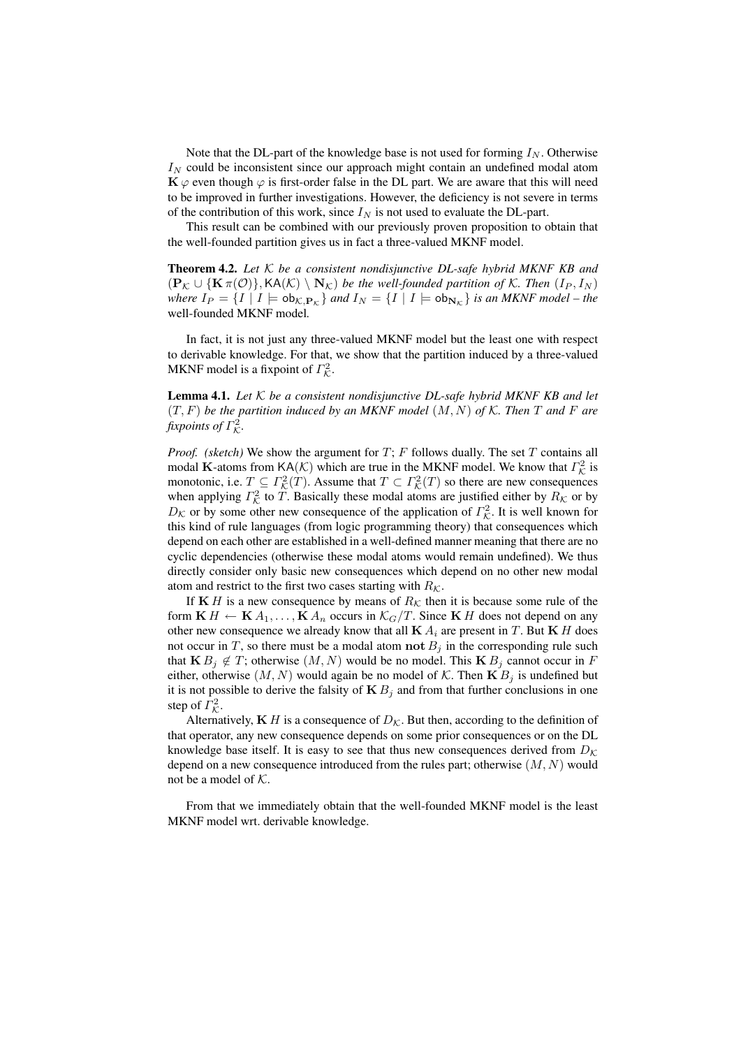Note that the DL-part of the knowledge base is not used for forming $I_N$. Otherwise $I_N$ could be inconsistent since our approach might contain an undefined modal atom $\mathbf{K}\,\varphi$ even though $\varphi$ is first-order false in the DL part. We are aware that this will need to be improved in further investigations. However, the deficiency is not severe in terms of the contribution of this work, since $I_N$ is not used to evaluate the DL-part.

This result can be combined with our previously proven proposition to obtain that the well-founded partition gives us in fact a three-valued MKNF model.

**Theorem 4.2.** *Let $\mathcal{K}$ be a consistent nondisjunctive DL-safe hybrid MKNF KB and $(\mathbf{P}_\mathcal{K} \cup \{\mathbf{K}\,\pi(\mathcal{O})\}, \mathsf{KA}(\mathcal{K}) \setminus \mathbf{N}_\mathcal{K})$ be the well-founded partition of $\mathcal{K}$. Then $(I_P, I_N)$ where $I_P = \{I \mid I \models \mathsf{ob}_{\mathcal{K},\mathbf{P}_\mathcal{K}}\}$ and $I_N = \{I \mid I \models \mathsf{ob}_{\mathbf{N}_\mathcal{K}}\}$ is an MKNF model – the* well-founded MKNF model*.*

In fact, it is not just any three-valued MKNF model but the least one with respect to derivable knowledge. For that, we show that the partition induced by a three-valued MKNF model is a fixpoint of $\Gamma^2_\mathcal{K}$.

**Lemma 4.1.** *Let $\mathcal{K}$ be a consistent nondisjunctive DL-safe hybrid MKNF KB and let $(T, F)$ be the partition induced by an MKNF model $(M, N)$ of $\mathcal{K}$. Then $T$ and $F$ are fixpoints of $\Gamma^2_\mathcal{K}$.*

*Proof. (sketch)* We show the argument for $T$; $F$ follows dually. The set $T$ contains all modal $\mathbf{K}$-atoms from $\mathsf{KA}(\mathcal{K})$ which are true in the MKNF model. We know that $\Gamma^2_\mathcal{K}$ is monotonic, i.e. $T \subseteq \Gamma^2_\mathcal{K}(T)$. Assume that $T \subset \Gamma^2_\mathcal{K}(T)$ so there are new consequences when applying $\Gamma^2_\mathcal{K}$ to $T$. Basically these modal atoms are justified either by $R_\mathcal{K}$ or by $D_\mathcal{K}$ or by some other new consequence of the application of $\Gamma^2_\mathcal{K}$. It is well known for this kind of rule languages (from logic programming theory) that consequences which depend on each other are established in a well-defined manner meaning that there are no cyclic dependencies (otherwise these modal atoms would remain undefined). We thus directly consider only basic new consequences which depend on no other new modal atom and restrict to the first two cases starting with $R_\mathcal{K}$.

If $\mathbf{K}\,H$ is a new consequence by means of $R_\mathcal{K}$ then it is because some rule of the form $\mathbf{K}\,H \leftarrow \mathbf{K}\,A_1, \ldots, \mathbf{K}\,A_n$ occurs in $\mathcal{K}_G/T$. Since $\mathbf{K}\,H$ does not depend on any other new consequence we already know that all $\mathbf{K}\,A_i$ are present in $T$. But $\mathbf{K}\,H$ does not occur in $T$, so there must be a modal atom $\mathbf{not}\,B_j$ in the corresponding rule such that $\mathbf{K}\,B_j \notin T$; otherwise $(M, N)$ would be no model. This $\mathbf{K}\,B_j$ cannot occur in $F$ either, otherwise $(M, N)$ would again be no model of $\mathcal{K}$. Then $\mathbf{K}\,B_j$ is undefined but it is not possible to derive the falsity of $\mathbf{K}\,B_j$ and from that further conclusions in one step of $\Gamma^2_\mathcal{K}$.

Alternatively, $\mathbf{K}\,H$ is a consequence of $D_\mathcal{K}$. But then, according to the definition of that operator, any new consequence depends on some prior consequences or on the DL knowledge base itself. It is easy to see that thus new consequences derived from $D_\mathcal{K}$ depend on a new consequence introduced from the rules part; otherwise $(M, N)$ would not be a model of $\mathcal{K}$.

From that we immediately obtain that the well-founded MKNF model is the least MKNF model wrt. derivable knowledge.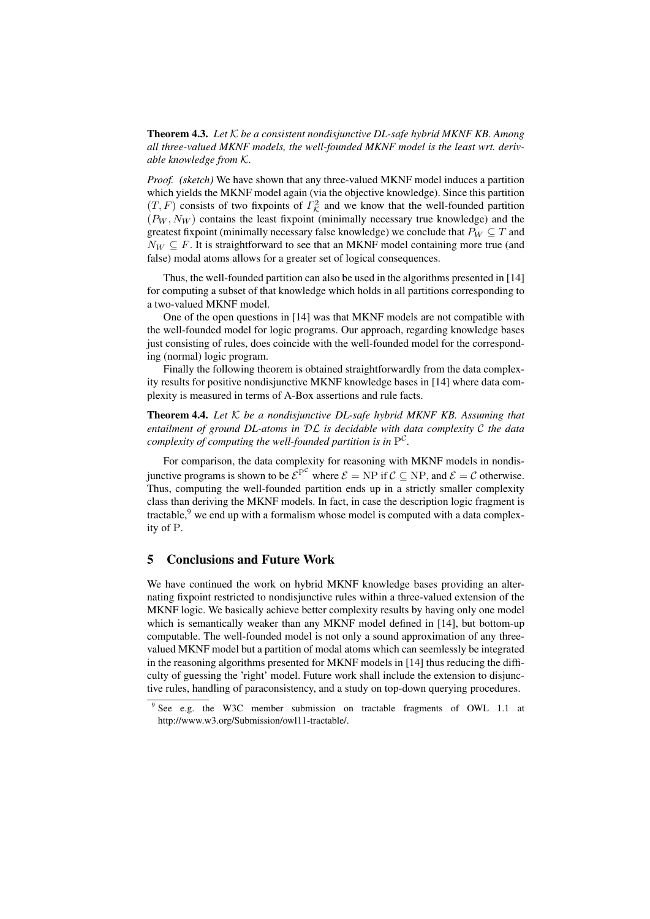**Theorem 4.3.** *Let $\mathcal{K}$ be a consistent nondisjunctive DL-safe hybrid MKNF KB. Among all three-valued MKNF models, the well-founded MKNF model is the least wrt. derivable knowledge from $\mathcal{K}$.*

*Proof. (sketch)* We have shown that any three-valued MKNF model induces a partition which yields the MKNF model again (via the objective knowledge). Since this partition $(T, F)$ consists of two fixpoints of $\Gamma^2_{\mathcal{K}}$ and we know that the well-founded partition $(P_W, N_W)$ contains the least fixpoint (minimally necessary true knowledge) and the greatest fixpoint (minimally necessary false knowledge) we conclude that $P_W \subseteq T$ and $N_W \subseteq F$. It is straightforward to see that an MKNF model containing more true (and false) modal atoms allows for a greater set of logical consequences.

Thus, the well-founded partition can also be used in the algorithms presented in [14] for computing a subset of that knowledge which holds in all partitions corresponding to a two-valued MKNF model.

One of the open questions in [14] was that MKNF models are not compatible with the well-founded model for logic programs. Our approach, regarding knowledge bases just consisting of rules, does coincide with the well-founded model for the corresponding (normal) logic program.

Finally the following theorem is obtained straightforwardly from the data complexity results for positive nondisjunctive MKNF knowledge bases in [14] where data complexity is measured in terms of A-Box assertions and rule facts.

**Theorem 4.4.** *Let $\mathcal{K}$ be a nondisjunctive DL-safe hybrid MKNF KB. Assuming that entailment of ground DL-atoms in $\mathcal{DL}$ is decidable with data complexity $\mathcal{C}$ the data complexity of computing the well-founded partition is in $\mathrm{P}^{\mathcal{C}}$.*

For comparison, the data complexity for reasoning with MKNF models in nondisjunctive programs is shown to be $\mathcal{E}^{\mathrm{P}^{\mathcal{C}}}$ where $\mathcal{E} = \mathrm{NP}$ if $\mathcal{C} \subseteq \mathrm{NP}$, and $\mathcal{E} = \mathcal{C}$ otherwise. Thus, computing the well-founded partition ends up in a strictly smaller complexity class than deriving the MKNF models. In fact, in case the description logic fragment is tractable,[9] we end up with a formalism whose model is computed with a data complexity of $\mathrm{P}$.

## 5 Conclusions and Future Work

We have continued the work on hybrid MKNF knowledge bases providing an alternating fixpoint restricted to nondisjunctive rules within a three-valued extension of the MKNF logic. We basically achieve better complexity results by having only one model which is semantically weaker than any MKNF model defined in [14], but bottom-up computable. The well-founded model is not only a sound approximation of any three-valued MKNF model but a partition of modal atoms which can seemlessly be integrated in the reasoning algorithms presented for MKNF models in [14] thus reducing the difficulty of guessing the 'right' model. Future work shall include the extension to disjunctive rules, handling of paraconsistency, and a study on top-down querying procedures.

[9] See e.g. the W3C member submission on tractable fragments of OWL 1.1 at http://www.w3.org/Submission/owl11-tractable/.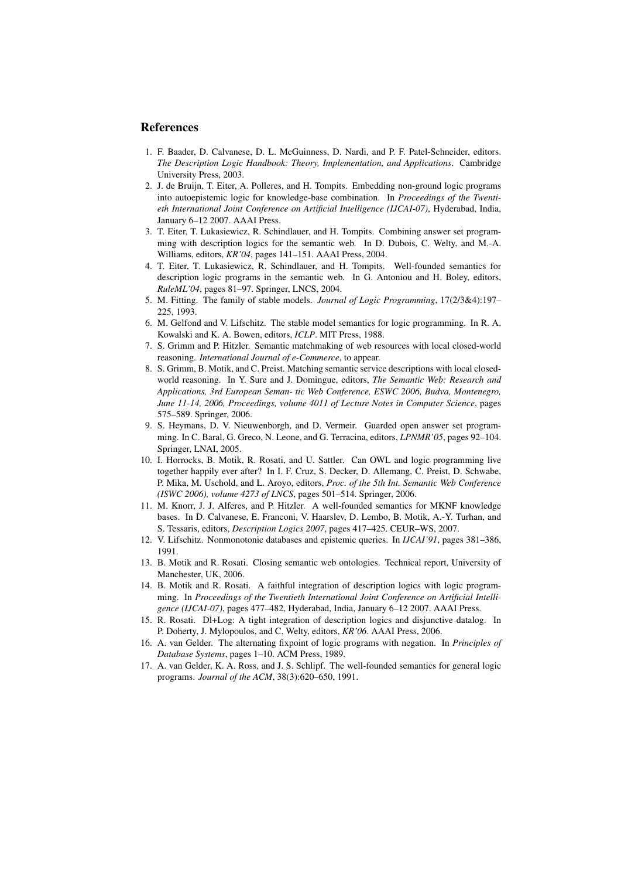## References

1. F. Baader, D. Calvanese, D. L. McGuinness, D. Nardi, and P. F. Patel-Schneider, editors. *The Description Logic Handbook: Theory, Implementation, and Applications*. Cambridge University Press, 2003.
2. J. de Bruijn, T. Eiter, A. Polleres, and H. Tompits. Embedding non-ground logic programs into autoepistemic logic for knowledge-base combination. In *Proceedings of the Twentieth International Joint Conference on Artificial Intelligence (IJCAI-07)*, Hyderabad, India, January 6–12 2007. AAAI Press.
3. T. Eiter, T. Lukasiewicz, R. Schindlauer, and H. Tompits. Combining answer set programming with description logics for the semantic web. In D. Dubois, C. Welty, and M.-A. Williams, editors, *KR'04*, pages 141–151. AAAI Press, 2004.
4. T. Eiter, T. Lukasiewicz, R. Schindlauer, and H. Tompits. Well-founded semantics for description logic programs in the semantic web. In G. Antoniou and H. Boley, editors, *RuleML'04*, pages 81–97. Springer, LNCS, 2004.
5. M. Fitting. The family of stable models. *Journal of Logic Programming*, 17(2/3&4):197–225, 1993.
6. M. Gelfond and V. Lifschitz. The stable model semantics for logic programming. In R. A. Kowalski and K. A. Bowen, editors, *ICLP*. MIT Press, 1988.
7. S. Grimm and P. Hitzler. Semantic matchmaking of web resources with local closed-world reasoning. *International Journal of e-Commerce*, to appear.
8. S. Grimm, B. Motik, and C. Preist. Matching semantic service descriptions with local closed-world reasoning. In Y. Sure and J. Domingue, editors, *The Semantic Web: Research and Applications, 3rd European Seman- tic Web Conference, ESWC 2006, Budva, Montenegro, June 11-14, 2006, Proceedings, volume 4011 of Lecture Notes in Computer Science*, pages 575–589. Springer, 2006.
9. S. Heymans, D. V. Nieuwenborgh, and D. Vermeir. Guarded open answer set programming. In C. Baral, G. Greco, N. Leone, and G. Terracina, editors, *LPNMR'05*, pages 92–104. Springer, LNAI, 2005.
10. I. Horrocks, B. Motik, R. Rosati, and U. Sattler. Can OWL and logic programming live together happily ever after? In I. F. Cruz, S. Decker, D. Allemang, C. Preist, D. Schwabe, P. Mika, M. Uschold, and L. Aroyo, editors, *Proc. of the 5th Int. Semantic Web Conference (ISWC 2006), volume 4273 of LNCS*, pages 501–514. Springer, 2006.
11. M. Knorr, J. J. Alferes, and P. Hitzler. A well-founded semantics for MKNF knowledge bases. In D. Calvanese, E. Franconi, V. Haarslev, D. Lembo, B. Motik, A.-Y. Turhan, and S. Tessaris, editors, *Description Logics 2007*, pages 417–425. CEUR–WS, 2007.
12. V. Lifschitz. Nonmonotonic databases and epistemic queries. In *IJCAI'91*, pages 381–386, 1991.
13. B. Motik and R. Rosati. Closing semantic web ontologies. Technical report, University of Manchester, UK, 2006.
14. B. Motik and R. Rosati. A faithful integration of description logics with logic programming. In *Proceedings of the Twentieth International Joint Conference on Artificial Intelligence (IJCAI-07)*, pages 477–482, Hyderabad, India, January 6–12 2007. AAAI Press.
15. R. Rosati. Dl+Log: A tight integration of description logics and disjunctive datalog. In P. Doherty, J. Mylopoulos, and C. Welty, editors, *KR'06*. AAAI Press, 2006.
16. A. van Gelder. The alternating fixpoint of logic programs with negation. In *Principles of Database Systems*, pages 1–10. ACM Press, 1989.
17. A. van Gelder, K. A. Ross, and J. S. Schlipf. The well-founded semantics for general logic programs. *Journal of the ACM*, 38(3):620–650, 1991.